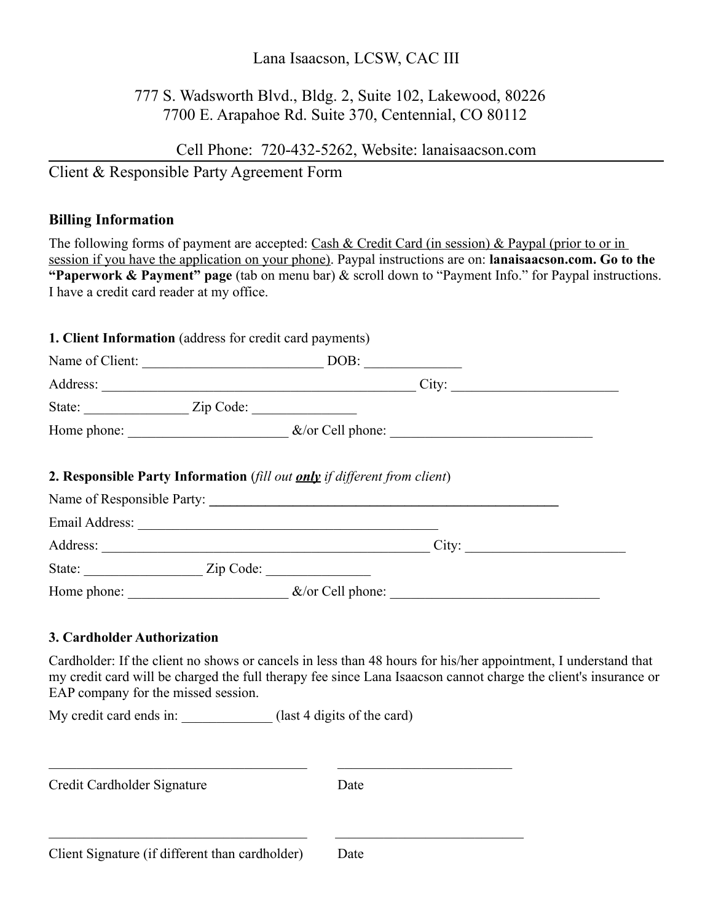Lana Isaacson, LCSW, CAC III

777 S. Wadsworth Blvd., Bldg. 2, Suite 102, Lakewood, 80226
7700 E. Arapahoe Rd. Suite 370, Centennial, CO 80112

Cell Phone: 720-432-5262, Website: lanaisaacson.com

---

Client & Responsible Party Agreement Form

**Billing Information**

The following forms of payment are accepted: Cash & Credit Card (in session) & Paypal (prior to or in session if you have the application on your phone). Paypal instructions are on: **lanaisaacson.com. Go to the "Paperwork & Payment" page** (tab on menu bar) & scroll down to "Payment Info." for Paypal instructions. I have a credit card reader at my office.

**1. Client Information** (address for credit card payments)

Name of Client: __________________________ DOB: ______________

Address: ______________________________________________ City: ________________________

State: _______________ Zip Code: _______________

Home phone: _______________________ &/or Cell phone: _____________________________

**2. Responsible Party Information** (*fill out **only** if different from client*)

Name of Responsible Party: ______________________________________________________

Email Address: ____________________________________________

Address: ________________________________________________ City: _______________________

State: _________________ Zip Code: _______________

Home phone: _______________________ &/or Cell phone: ______________________________

**3. Cardholder Authorization**

Cardholder: If the client no shows or cancels in less than 48 hours for his/her appointment, I understand that my credit card will be charged the full therapy fee since Lana Isaacson cannot charge the client's insurance or EAP company for the missed session.

My credit card ends in: _____________ (last 4 digits of the card)

______________________________________ __________________________

Credit Cardholder Signature Date

______________________________________ __________________________

Client Signature (if different than cardholder) Date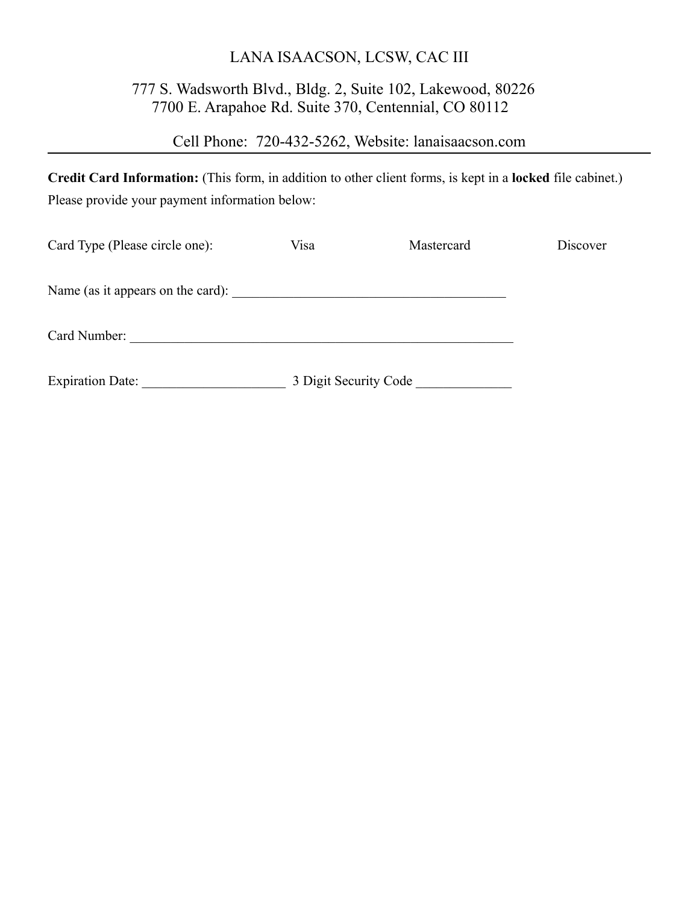LANA ISAACSON, LCSW, CAC III

777 S. Wadsworth Blvd., Bldg. 2, Suite 102, Lakewood, 80226
7700 E. Arapahoe Rd. Suite 370, Centennial, CO 80112

Cell Phone: 720-432-5262, Website: lanaisaacson.com

---

**Credit Card Information:** (This form, in addition to other client forms, is kept in a **locked** file cabinet.)
Please provide your payment information below:

Card Type (Please circle one): Visa Mastercard Discover

Name (as it appears on the card): ________________________________________

Card Number: __________________________________________________________

Expiration Date: _____________________ 3 Digit Security Code ______________